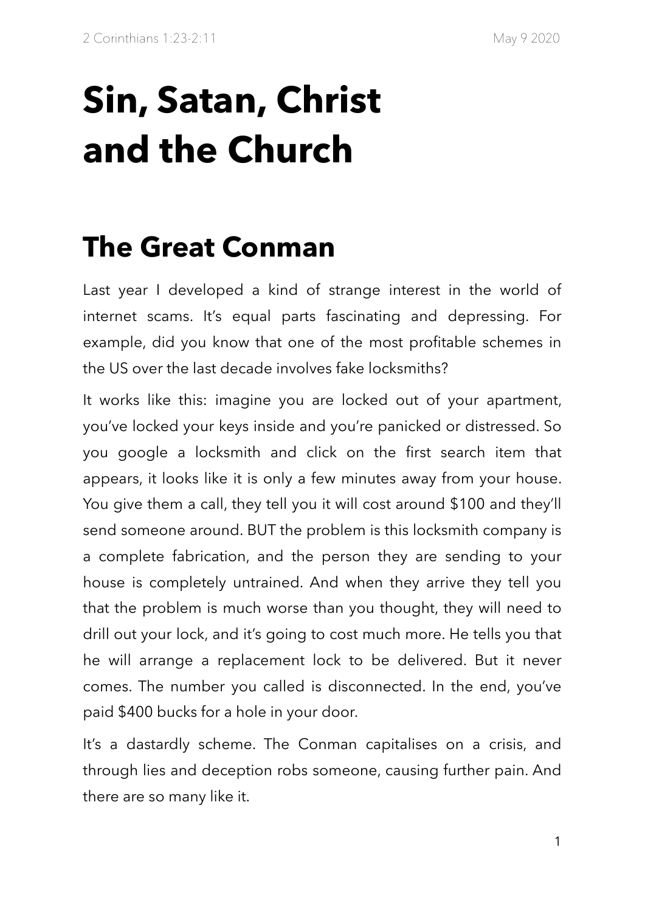# Sin, Satan, Christ and the Church

## The Great Conman

Last year I developed a kind of strange interest in the world of internet scams. It's equal parts fascinating and depressing. For example, did you know that one of the most profitable schemes in the US over the last decade involves fake locksmiths?

It works like this: imagine you are locked out of your apartment, you've locked your keys inside and you're panicked or distressed. So you google a locksmith and click on the first search item that appears, it looks like it is only a few minutes away from your house. You give them a call, they tell you it will cost around $100 and they'll send someone around. BUT the problem is this locksmith company is a complete fabrication, and the person they are sending to your house is completely untrained. And when they arrive they tell you that the problem is much worse than you thought, they will need to drill out your lock, and it's going to cost much more. He tells you that he will arrange a replacement lock to be delivered. But it never comes. The number you called is disconnected. In the end, you've paid $400 bucks for a hole in your door.

It's a dastardly scheme. The Conman capitalises on a crisis, and through lies and deception robs someone, causing further pain. And there are so many like it.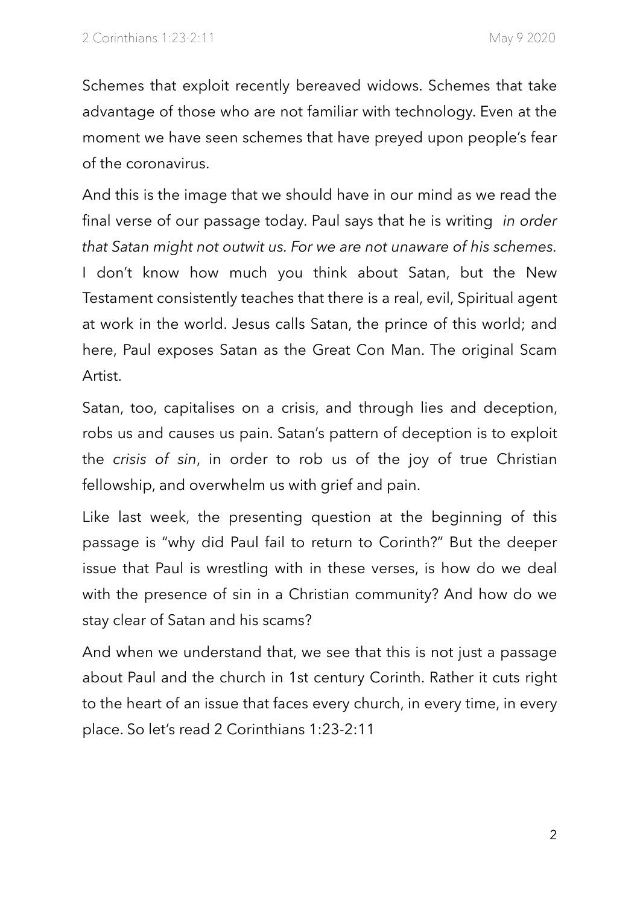Schemes that exploit recently bereaved widows. Schemes that take advantage of those who are not familiar with technology. Even at the moment we have seen schemes that have preyed upon people's fear of the coronavirus.

And this is the image that we should have in our mind as we read the final verse of our passage today. Paul says that he is writing *in order that Satan might not outwit us. For we are not unaware of his schemes.* I don't know how much you think about Satan, but the New Testament consistently teaches that there is a real, evil, Spiritual agent at work in the world. Jesus calls Satan, the prince of this world; and here, Paul exposes Satan as the Great Con Man. The original Scam Artist.

Satan, too, capitalises on a crisis, and through lies and deception, robs us and causes us pain. Satan's pattern of deception is to exploit the *crisis of sin*, in order to rob us of the joy of true Christian fellowship, and overwhelm us with grief and pain.

Like last week, the presenting question at the beginning of this passage is "why did Paul fail to return to Corinth?" But the deeper issue that Paul is wrestling with in these verses, is how do we deal with the presence of sin in a Christian community? And how do we stay clear of Satan and his scams?

And when we understand that, we see that this is not just a passage about Paul and the church in 1st century Corinth. Rather it cuts right to the heart of an issue that faces every church, in every time, in every place. So let's read 2 Corinthians 1:23-2:11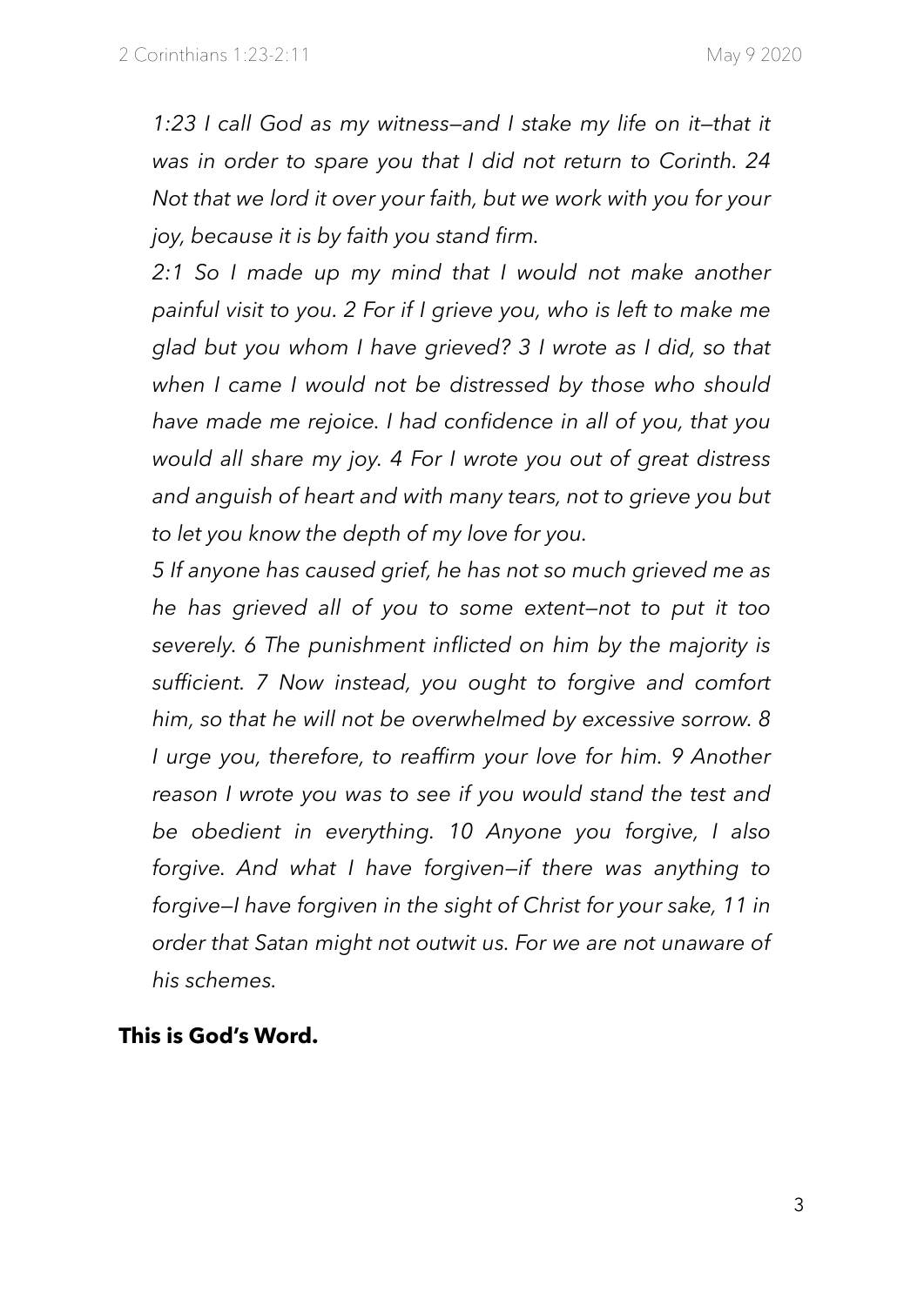*1:23 I call God as my witness—and I stake my life on it—that it was in order to spare you that I did not return to Corinth. 24 Not that we lord it over your faith, but we work with you for your joy, because it is by faith you stand firm.*

*2:1 So I made up my mind that I would not make another painful visit to you. 2 For if I grieve you, who is left to make me glad but you whom I have grieved? 3 I wrote as I did, so that when I came I would not be distressed by those who should have made me rejoice. I had confidence in all of you, that you would all share my joy. 4 For I wrote you out of great distress and anguish of heart and with many tears, not to grieve you but to let you know the depth of my love for you.*

*5 If anyone has caused grief, he has not so much grieved me as he has grieved all of you to some extent—not to put it too severely. 6 The punishment inflicted on him by the majority is sufficient. 7 Now instead, you ought to forgive and comfort him, so that he will not be overwhelmed by excessive sorrow. 8 I urge you, therefore, to reaffirm your love for him. 9 Another reason I wrote you was to see if you would stand the test and be obedient in everything. 10 Anyone you forgive, I also forgive. And what I have forgiven—if there was anything to forgive—I have forgiven in the sight of Christ for your sake, 11 in order that Satan might not outwit us. For we are not unaware of his schemes.*

**This is God's Word.**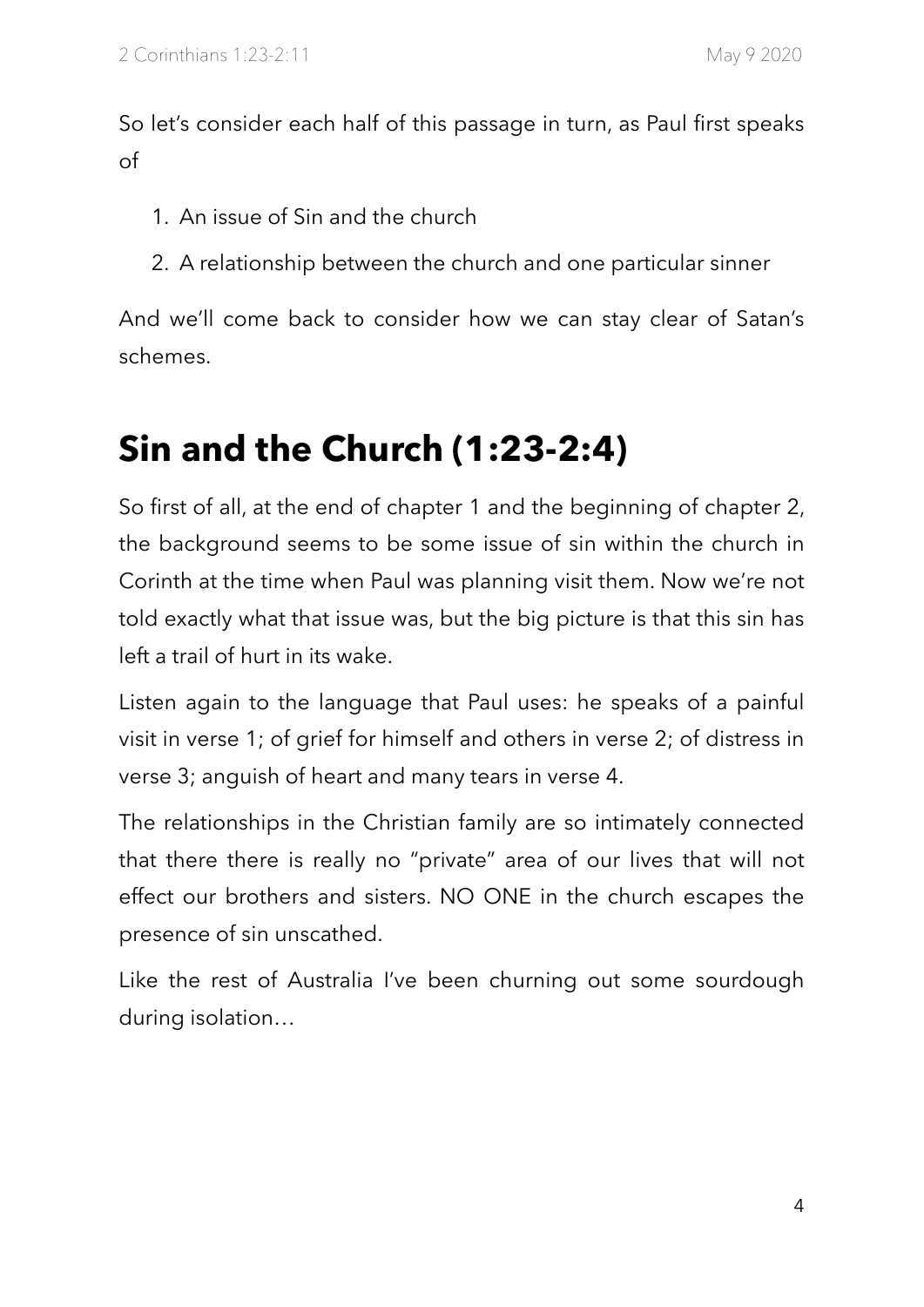So let's consider each half of this passage in turn, as Paul first speaks of

1. An issue of Sin and the church
2. A relationship between the church and one particular sinner

And we'll come back to consider how we can stay clear of Satan's schemes.

# Sin and the Church (1:23-2:4)

So first of all, at the end of chapter 1 and the beginning of chapter 2, the background seems to be some issue of sin within the church in Corinth at the time when Paul was planning visit them. Now we're not told exactly what that issue was, but the big picture is that this sin has left a trail of hurt in its wake.

Listen again to the language that Paul uses: he speaks of a painful visit in verse 1; of grief for himself and others in verse 2; of distress in verse 3; anguish of heart and many tears in verse 4.

The relationships in the Christian family are so intimately connected that there there is really no "private" area of our lives that will not effect our brothers and sisters. NO ONE in the church escapes the presence of sin unscathed.

Like the rest of Australia I've been churning out some sourdough during isolation…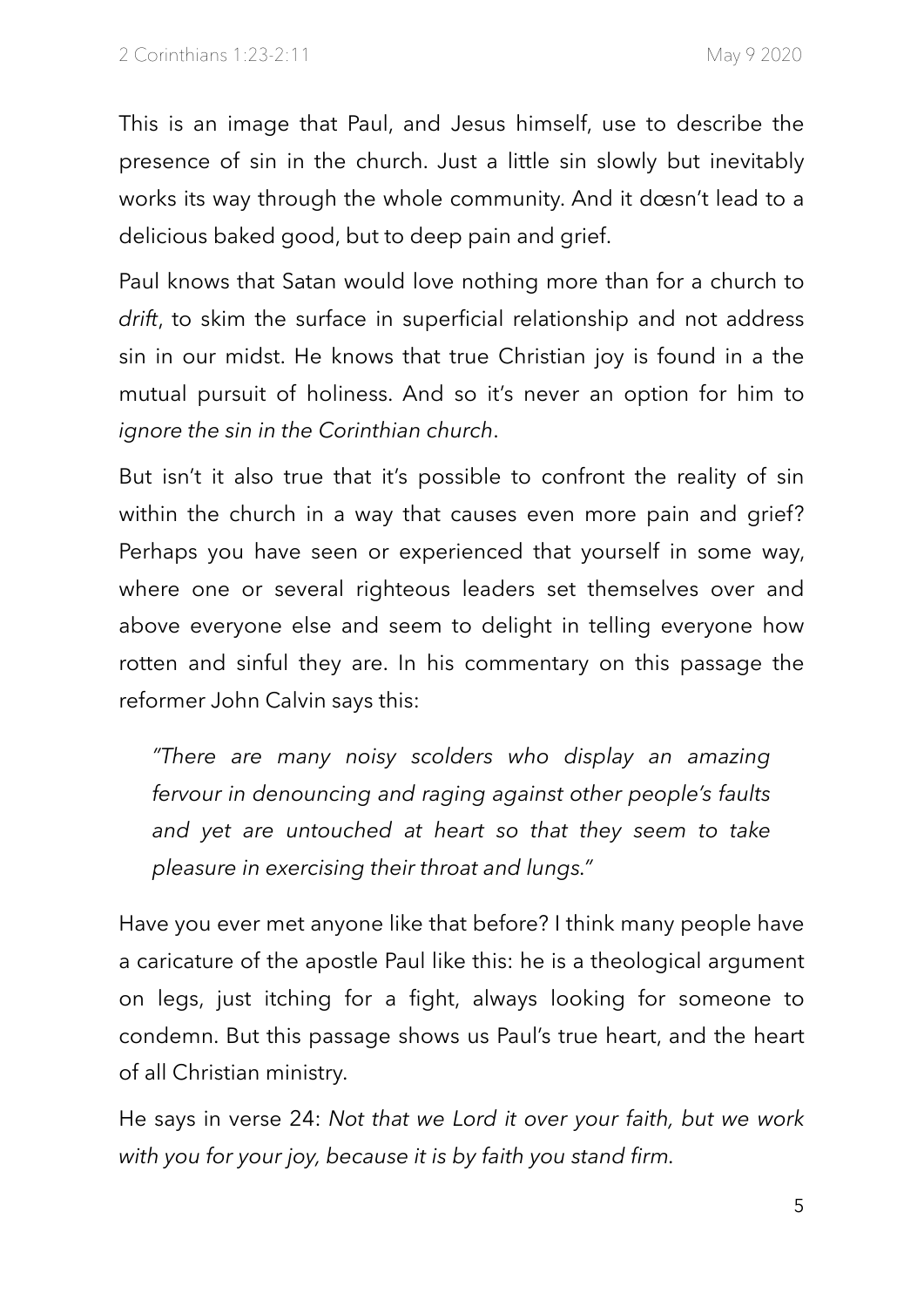This is an image that Paul, and Jesus himself, use to describe the presence of sin in the church. Just a little sin slowly but inevitably works its way through the whole community. And it dœsn't lead to a delicious baked good, but to deep pain and grief.

Paul knows that Satan would love nothing more than for a church to *drift*, to skim the surface in superficial relationship and not address sin in our midst. He knows that true Christian joy is found in a the mutual pursuit of holiness. And so it's never an option for him to *ignore the sin in the Corinthian church*.

But isn't it also true that it's possible to confront the reality of sin within the church in a way that causes even more pain and grief? Perhaps you have seen or experienced that yourself in some way, where one or several righteous leaders set themselves over and above everyone else and seem to delight in telling everyone how rotten and sinful they are. In his commentary on this passage the reformer John Calvin says this:

> *"There are many noisy scolders who display an amazing fervour in denouncing and raging against other people's faults and yet are untouched at heart so that they seem to take pleasure in exercising their throat and lungs."*

Have you ever met anyone like that before? I think many people have a caricature of the apostle Paul like this: he is a theological argument on legs, just itching for a fight, always looking for someone to condemn. But this passage shows us Paul's true heart, and the heart of all Christian ministry.

He says in verse 24: *Not that we Lord it over your faith, but we work with you for your joy, because it is by faith you stand firm.*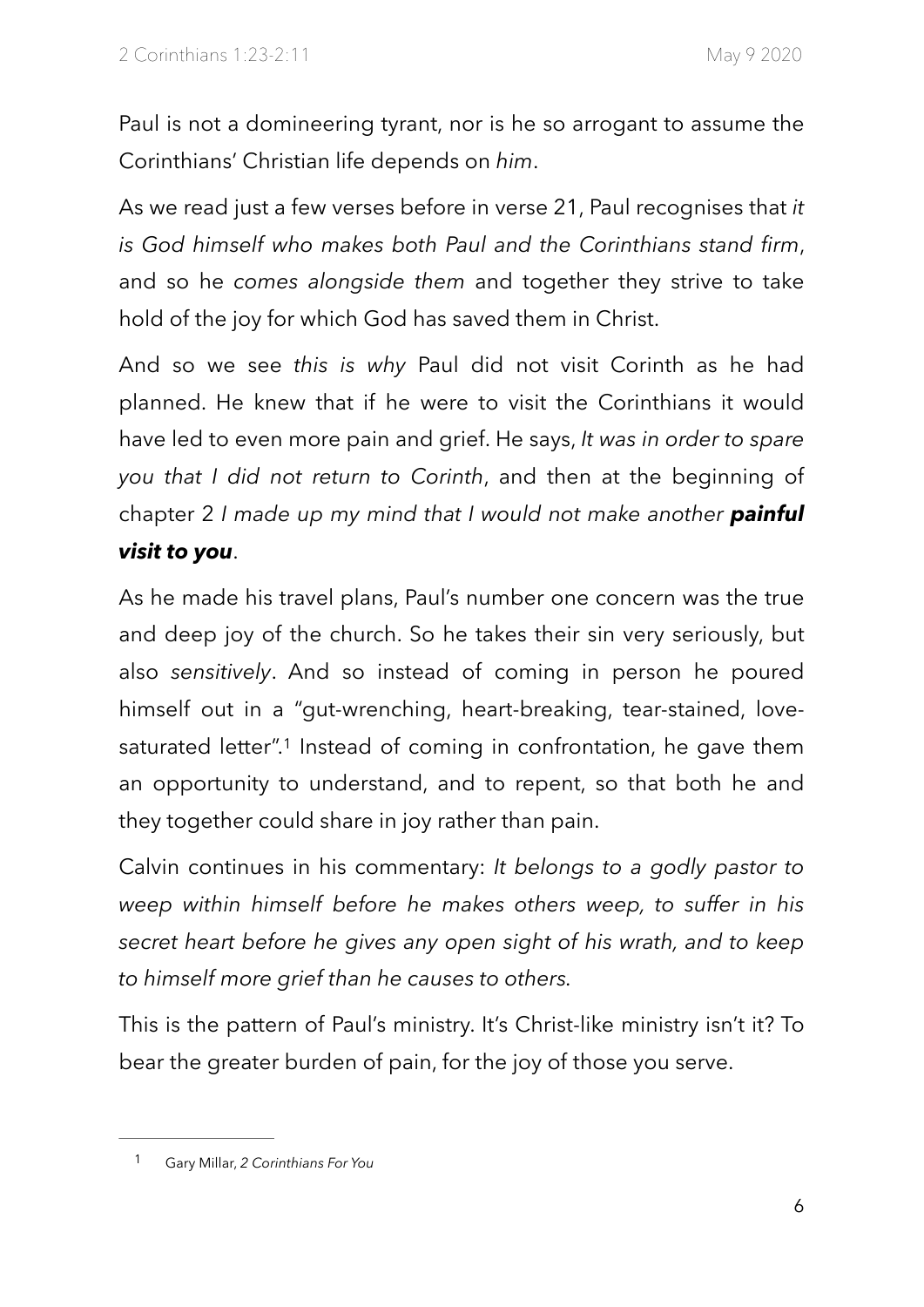Paul is not a domineering tyrant, nor is he so arrogant to assume the Corinthians' Christian life depends on *him*.

As we read just a few verses before in verse 21, Paul recognises that *it is God himself who makes both Paul and the Corinthians stand firm*, and so he *comes alongside them* and together they strive to take hold of the joy for which God has saved them in Christ.

And so we see *this is why* Paul did not visit Corinth as he had planned. He knew that if he were to visit the Corinthians it would have led to even more pain and grief. He says, *It was in order to spare you that I did not return to Corinth*, and then at the beginning of chapter 2 *I made up my mind that I would not make another **painful visit to you***.

As he made his travel plans, Paul's number one concern was the true and deep joy of the church. So he takes their sin very seriously, but also *sensitively*. And so instead of coming in person he poured himself out in a "gut-wrenching, heart-breaking, tear-stained, love-saturated letter".[1] Instead of coming in confrontation, he gave them an opportunity to understand, and to repent, so that both he and they together could share in joy rather than pain.

Calvin continues in his commentary: *It belongs to a godly pastor to weep within himself before he makes others weep, to suffer in his secret heart before he gives any open sight of his wrath, and to keep to himself more grief than he causes to others.*

This is the pattern of Paul's ministry. It's Christ-like ministry isn't it? To bear the greater burden of pain, for the joy of those you serve.

---

[1] Gary Millar, *2 Corinthians For You*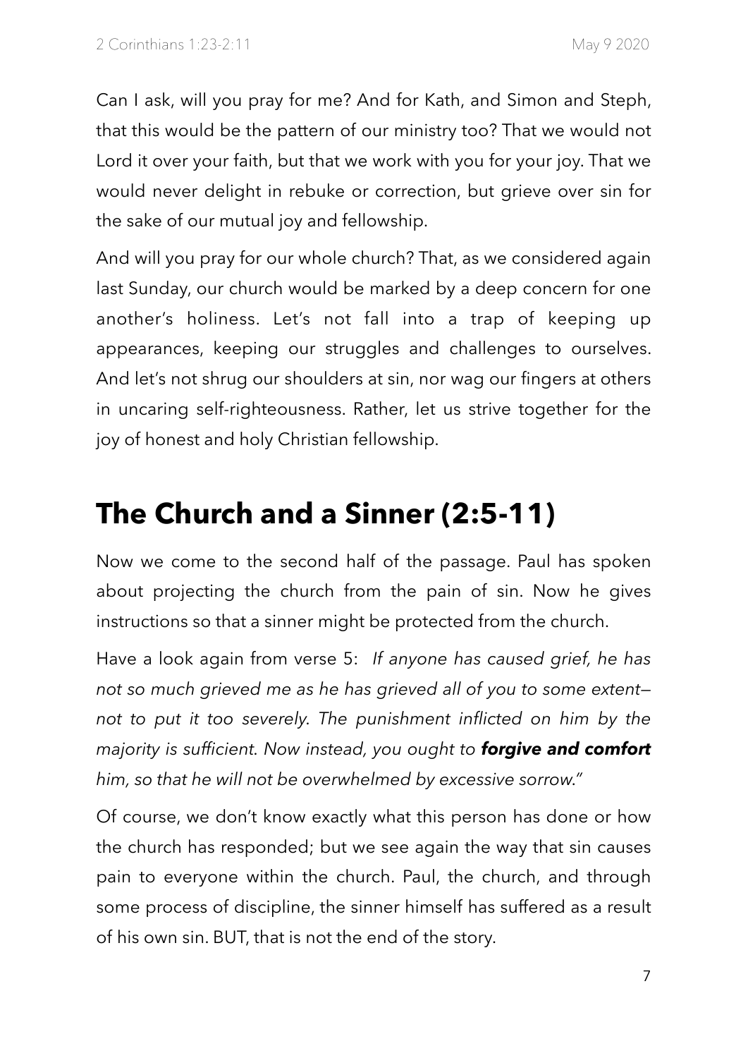Can I ask, will you pray for me? And for Kath, and Simon and Steph, that this would be the pattern of our ministry too? That we would not Lord it over your faith, but that we work with you for your joy. That we would never delight in rebuke or correction, but grieve over sin for the sake of our mutual joy and fellowship.

And will you pray for our whole church? That, as we considered again last Sunday, our church would be marked by a deep concern for one another's holiness. Let's not fall into a trap of keeping up appearances, keeping our struggles and challenges to ourselves. And let's not shrug our shoulders at sin, nor wag our fingers at others in uncaring self-righteousness. Rather, let us strive together for the joy of honest and holy Christian fellowship.

## The Church and a Sinner (2:5-11)

Now we come to the second half of the passage. Paul has spoken about projecting the church from the pain of sin. Now he gives instructions so that a sinner might be protected from the church.

Have a look again from verse 5: *If anyone has caused grief, he has not so much grieved me as he has grieved all of you to some extent—not to put it too severely. The punishment inflicted on him by the majority is sufficient. Now instead, you ought to* ***forgive and comfort*** *him, so that he will not be overwhelmed by excessive sorrow."*

Of course, we don't know exactly what this person has done or how the church has responded; but we see again the way that sin causes pain to everyone within the church. Paul, the church, and through some process of discipline, the sinner himself has suffered as a result of his own sin. BUT, that is not the end of the story.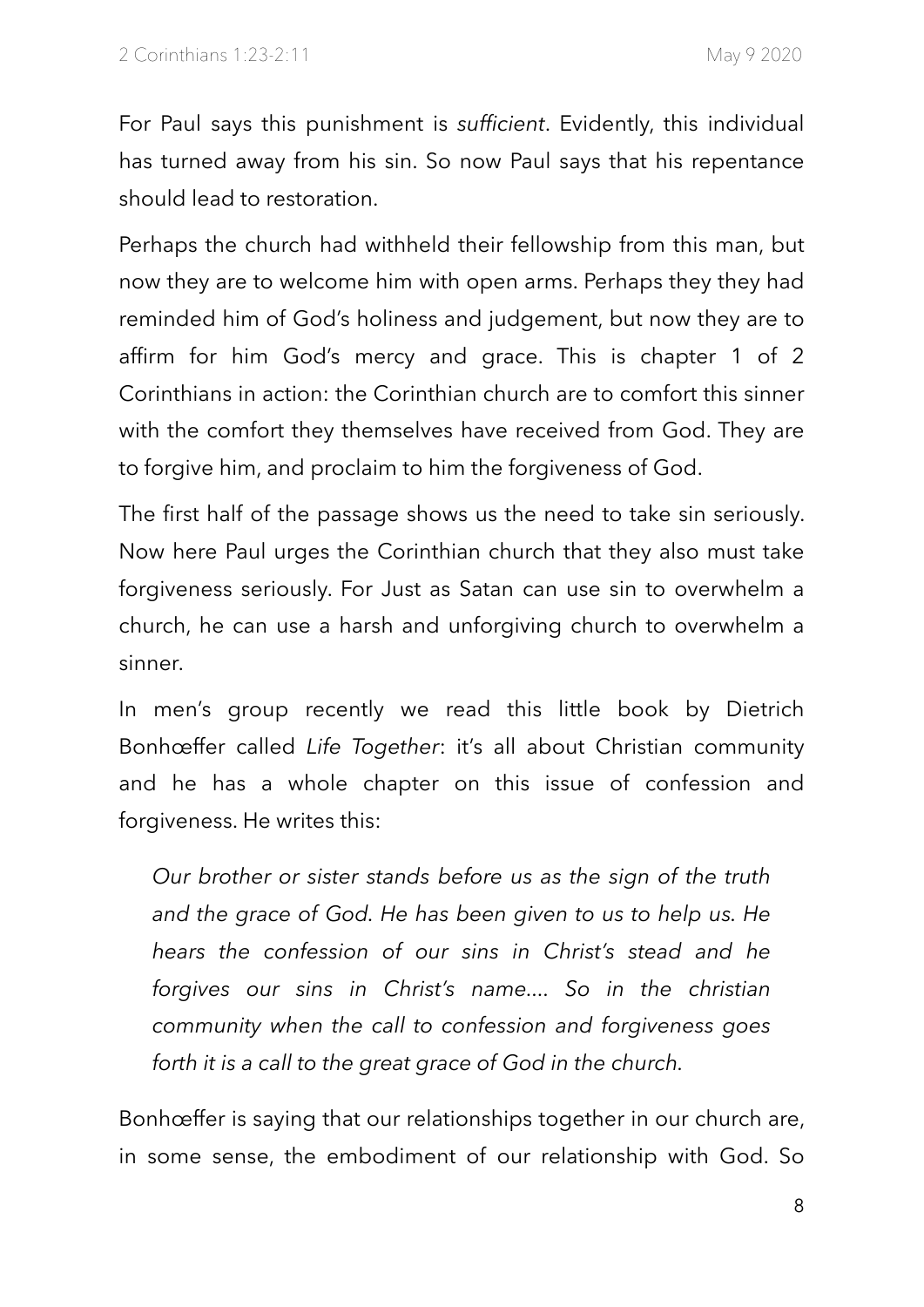For Paul says this punishment is *sufficient*. Evidently, this individual has turned away from his sin. So now Paul says that his repentance should lead to restoration.

Perhaps the church had withheld their fellowship from this man, but now they are to welcome him with open arms. Perhaps they they had reminded him of God's holiness and judgement, but now they are to affirm for him God's mercy and grace. This is chapter 1 of 2 Corinthians in action: the Corinthian church are to comfort this sinner with the comfort they themselves have received from God. They are to forgive him, and proclaim to him the forgiveness of God.

The first half of the passage shows us the need to take sin seriously. Now here Paul urges the Corinthian church that they also must take forgiveness seriously. For Just as Satan can use sin to overwhelm a church, he can use a harsh and unforgiving church to overwhelm a sinner.

In men's group recently we read this little book by Dietrich Bonhœffer called *Life Together*: it's all about Christian community and he has a whole chapter on this issue of confession and forgiveness. He writes this:

> *Our brother or sister stands before us as the sign of the truth and the grace of God. He has been given to us to help us. He hears the confession of our sins in Christ's stead and he forgives our sins in Christ's name.... So in the christian community when the call to confession and forgiveness goes forth it is a call to the great grace of God in the church.*

Bonhœffer is saying that our relationships together in our church are, in some sense, the embodiment of our relationship with God. So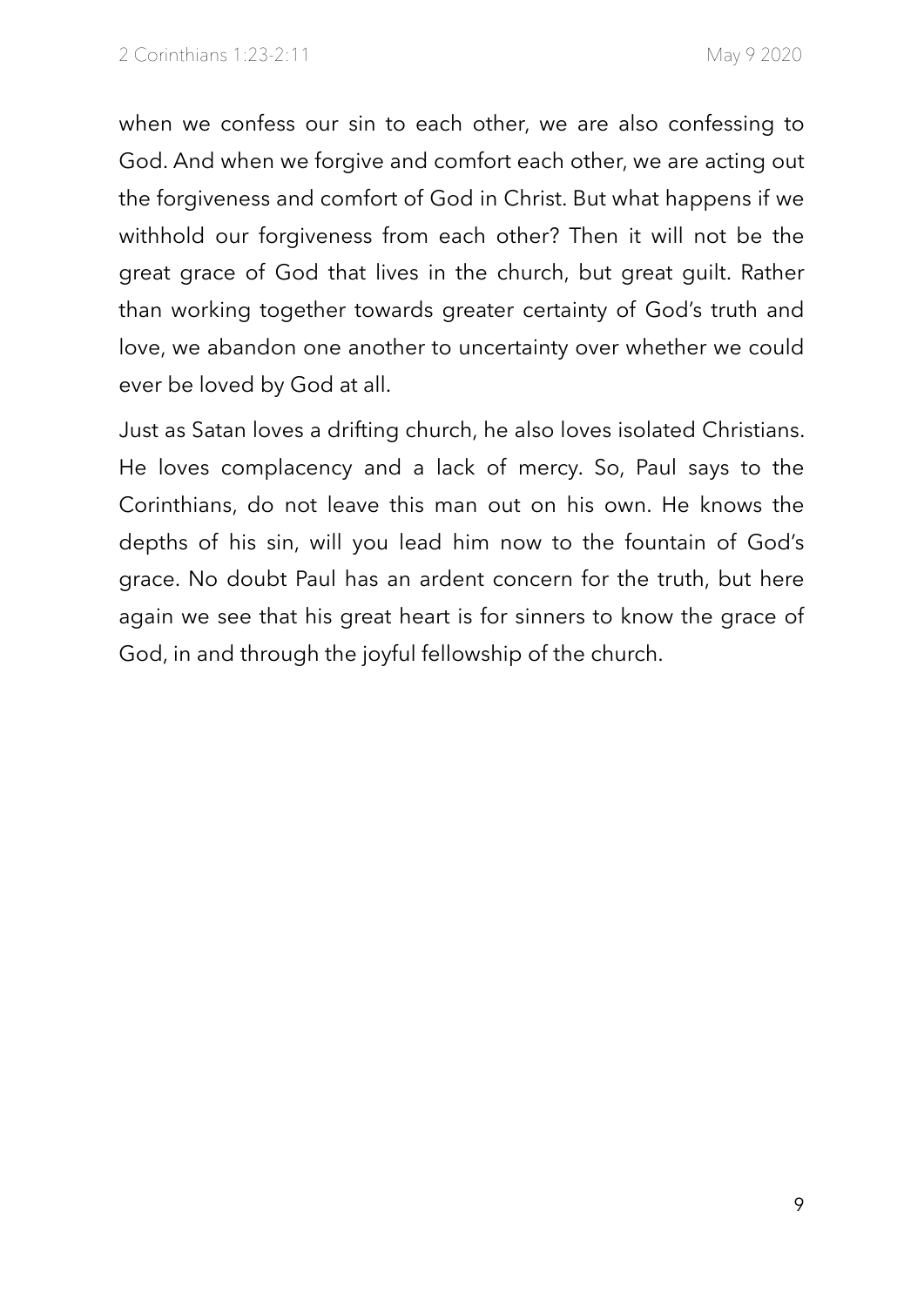when we confess our sin to each other, we are also confessing to God. And when we forgive and comfort each other, we are acting out the forgiveness and comfort of God in Christ. But what happens if we withhold our forgiveness from each other? Then it will not be the great grace of God that lives in the church, but great guilt. Rather than working together towards greater certainty of God's truth and love, we abandon one another to uncertainty over whether we could ever be loved by God at all.

Just as Satan loves a drifting church, he also loves isolated Christians. He loves complacency and a lack of mercy. So, Paul says to the Corinthians, do not leave this man out on his own. He knows the depths of his sin, will you lead him now to the fountain of God's grace. No doubt Paul has an ardent concern for the truth, but here again we see that his great heart is for sinners to know the grace of God, in and through the joyful fellowship of the church.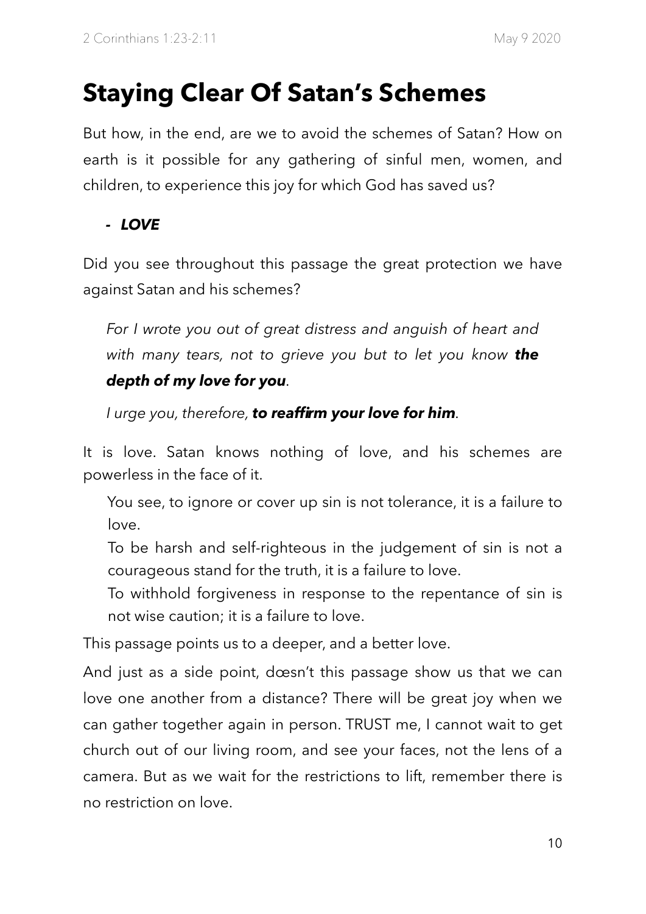# Staying Clear Of Satan's Schemes

But how, in the end, are we to avoid the schemes of Satan? How on earth is it possible for any gathering of sinful men, women, and children, to experience this joy for which God has saved us?

- ***LOVE***

Did you see throughout this passage the great protection we have against Satan and his schemes?

> *For I wrote you out of great distress and anguish of heart and with many tears, not to grieve you but to let you know **the depth of my love for you**.*
>
> *I urge you, therefore, **to reaffirm your love for him**.*

It is love. Satan knows nothing of love, and his schemes are powerless in the face of it.

> You see, to ignore or cover up sin is not tolerance, it is a failure to love.
>
> To be harsh and self-righteous in the judgement of sin is not a courageous stand for the truth, it is a failure to love.
>
> To withhold forgiveness in response to the repentance of sin is not wise caution; it is a failure to love.

This passage points us to a deeper, and a better love.

And just as a side point, dœsn't this passage show us that we can love one another from a distance? There will be great joy when we can gather together again in person. TRUST me, I cannot wait to get church out of our living room, and see your faces, not the lens of a camera. But as we wait for the restrictions to lift, remember there is no restriction on love.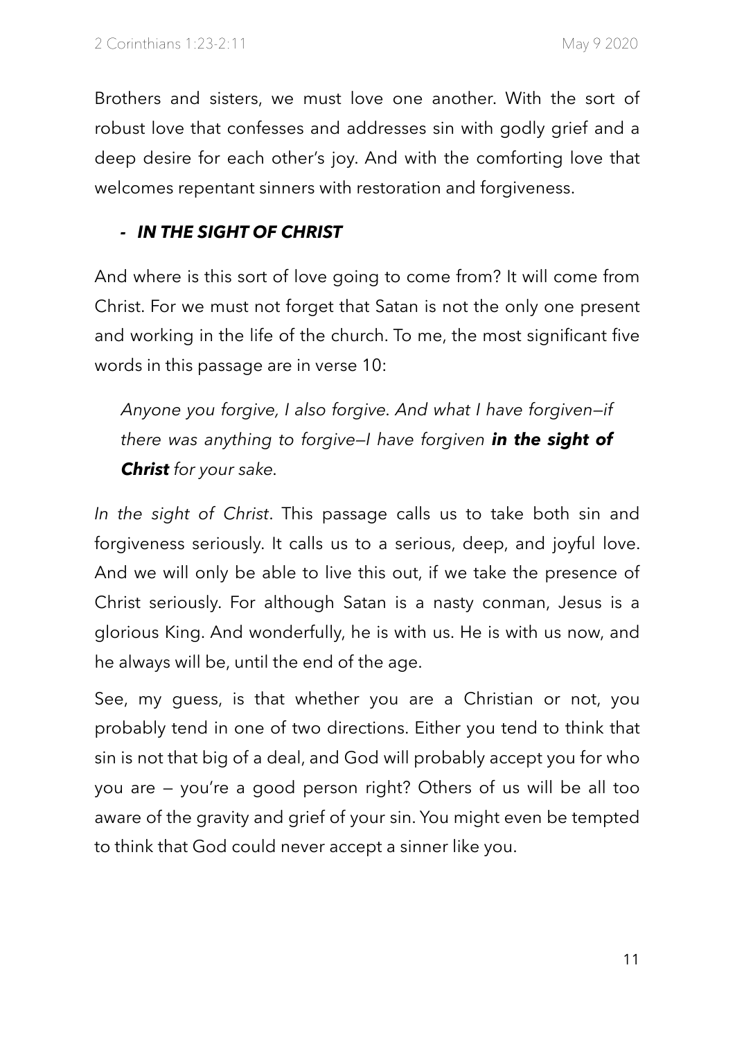Brothers and sisters, we must love one another. With the sort of robust love that confesses and addresses sin with godly grief and a deep desire for each other's joy. And with the comforting love that welcomes repentant sinners with restoration and forgiveness.

- ***IN THE SIGHT OF CHRIST***

And where is this sort of love going to come from? It will come from Christ. For we must not forget that Satan is not the only one present and working in the life of the church. To me, the most significant five words in this passage are in verse 10:

> *Anyone you forgive, I also forgive. And what I have forgiven—if there was anything to forgive—I have forgiven* ***in the sight of Christ*** *for your sake.*

*In the sight of Christ*. This passage calls us to take both sin and forgiveness seriously. It calls us to a serious, deep, and joyful love. And we will only be able to live this out, if we take the presence of Christ seriously. For although Satan is a nasty conman, Jesus is a glorious King. And wonderfully, he is with us. He is with us now, and he always will be, until the end of the age.

See, my guess, is that whether you are a Christian or not, you probably tend in one of two directions. Either you tend to think that sin is not that big of a deal, and God will probably accept you for who you are — you're a good person right? Others of us will be all too aware of the gravity and grief of your sin. You might even be tempted to think that God could never accept a sinner like you.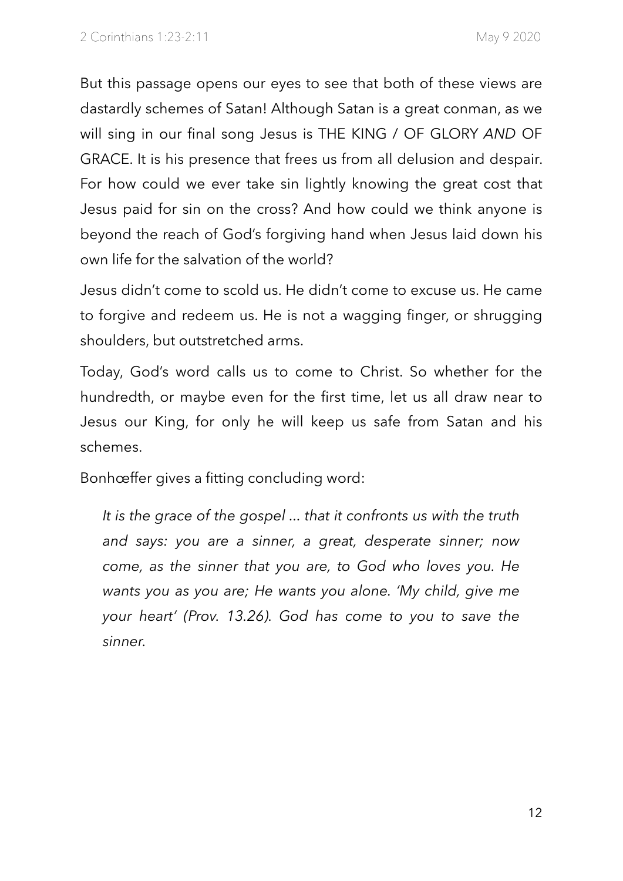But this passage opens our eyes to see that both of these views are dastardly schemes of Satan! Although Satan is a great conman, as we will sing in our final song Jesus is THE KING / OF GLORY *AND* OF GRACE. It is his presence that frees us from all delusion and despair. For how could we ever take sin lightly knowing the great cost that Jesus paid for sin on the cross? And how could we think anyone is beyond the reach of God's forgiving hand when Jesus laid down his own life for the salvation of the world?

Jesus didn't come to scold us. He didn't come to excuse us. He came to forgive and redeem us. He is not a wagging finger, or shrugging shoulders, but outstretched arms.

Today, God's word calls us to come to Christ. So whether for the hundredth, or maybe even for the first time, let us all draw near to Jesus our King, for only he will keep us safe from Satan and his schemes.

Bonhœffer gives a fitting concluding word:

> *It is the grace of the gospel … that it confronts us with the truth and says: you are a sinner, a great, desperate sinner; now come, as the sinner that you are, to God who loves you. He wants you as you are; He wants you alone. 'My child, give me your heart' (Prov. 13.26). God has come to you to save the sinner.*